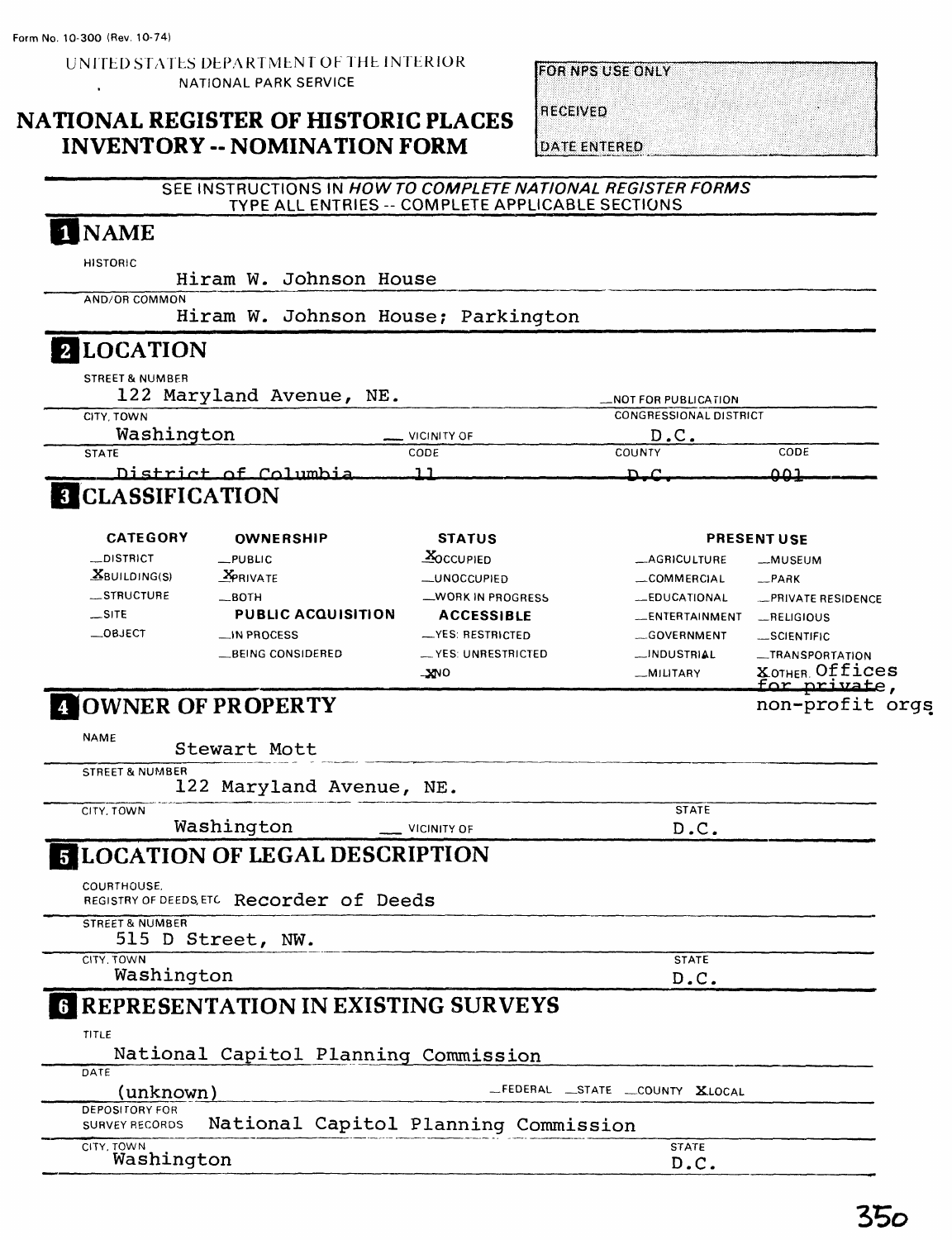Form No. 10-300 (Rev. 10-74)

UNITED STATES DEPARTMENT OF THE INTERIOR
NATIONAL PARK SERVICE

# NATIONAL REGISTER OF HISTORIC PLACES INVENTORY -- NOMINATION FORM

| FOR NPS USE ONLY |
|---|
| RECEIVED |
| DATE ENTERED |

SEE INSTRUCTIONS IN *HOW TO COMPLETE NATIONAL REGISTER FORMS*
TYPE ALL ENTRIES -- COMPLETE APPLICABLE SECTIONS

## 1 NAME

HISTORIC
Hiram W. Johnson House

AND/OR COMMON
Hiram W. Johnson House; Parkington

## 2 LOCATION

STREET & NUMBER
122 Maryland Avenue, NE.

_NOT FOR PUBLICATION

CITY, TOWN
Washington

_ VICINITY OF

CONGRESSIONAL DISTRICT
D.C.

| STATE | CODE | COUNTY | CODE |
|---|---|---|---|
| District of Columbia | 11 | D.C. | 001 |

## 3 CLASSIFICATION

| CATEGORY | OWNERSHIP | STATUS | PRESENT USE | |
|---|---|---|---|---|
| _DISTRICT | _PUBLIC | X OCCUPIED | _AGRICULTURE | _MUSEUM |
| X BUILDING(S) | X PRIVATE | _UNOCCUPIED | _COMMERCIAL | _PARK |
| _STRUCTURE | _BOTH | _WORK IN PROGRESS | _EDUCATIONAL | _PRIVATE RESIDENCE |
| _SITE | **PUBLIC ACQUISITION** | **ACCESSIBLE** | _ENTERTAINMENT | _RELIGIOUS |
| _OBJECT | _IN PROCESS | _YES: RESTRICTED | _GOVERNMENT | _SCIENTIFIC |
| | _BEING CONSIDERED | _YES: UNRESTRICTED | _INDUSTRIAL | _TRANSPORTATION |
| | | X NO | _MILITARY | X OTHER: Offices for private, non-profit orgs |

## 4 OWNER OF PROPERTY

NAME
Stewart Mott

STREET & NUMBER
122 Maryland Avenue, NE.

CITY, TOWN
Washington

_ VICINITY OF

STATE
D.C.

## 5 LOCATION OF LEGAL DESCRIPTION

COURTHOUSE, REGISTRY OF DEEDS, ETC. Recorder of Deeds

STREET & NUMBER
515 D Street, NW.

CITY, TOWN
Washington

STATE
D.C.

## 6 REPRESENTATION IN EXISTING SURVEYS

TITLE
National Capitol Planning Commission

DATE
(unknown)

_FEDERAL _STATE _COUNTY X LOCAL

DEPOSITORY FOR SURVEY RECORDS National Capitol Planning Commission

CITY, TOWN
Washington

STATE
D.C.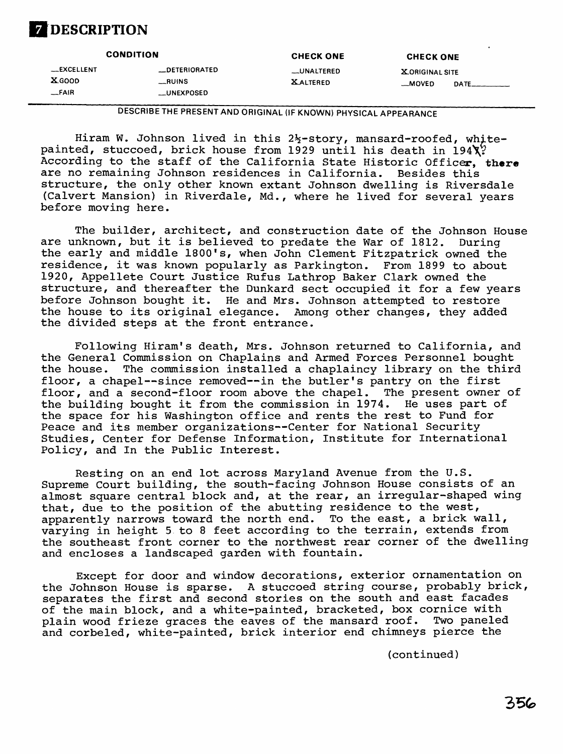# 7 DESCRIPTION

| CONDITION | | CHECK ONE | CHECK ONE |
|---|---|---|---|
| __EXCELLENT | __DETERIORATED | __UNALTERED | X ORIGINAL SITE |
| X GOOD | __RUINS | X ALTERED | __MOVED DATE________ |
| __FAIR | __UNEXPOSED | | |

DESCRIBE THE PRESENT AND ORIGINAL (IF KNOWN) PHYSICAL APPEARANCE

Hiram W. Johnson lived in this 2½-story, mansard-roofed, white-painted, stuccoed, brick house from 1929 until his death in 194X? According to the staff of the California State Historic Officer, there are no remaining Johnson residences in California. Besides this structure, the only other known extant Johnson dwelling is Riversdale (Calvert Mansion) in Riverdale, Md., where he lived for several years before moving here.

The builder, architect, and construction date of the Johnson House are unknown, but it is believed to predate the War of 1812. During the early and middle 1800's, when John Clement Fitzpatrick owned the residence, it was known popularly as Parkington. From 1899 to about 1920, Appellete Court Justice Rufus Lathrop Baker Clark owned the structure, and thereafter the Dunkard sect occupied it for a few years before Johnson bought it. He and Mrs. Johnson attempted to restore the house to its original elegance. Among other changes, they added the divided steps at the front entrance.

Following Hiram's death, Mrs. Johnson returned to California, and the General Commission on Chaplains and Armed Forces Personnel bought the house. The commission installed a chaplaincy library on the third floor, a chapel--since removed--in the butler's pantry on the first floor, and a second-floor room above the chapel. The present owner of the building bought it from the commission in 1974. He uses part of the space for his Washington office and rents the rest to Fund for Peace and its member organizations--Center for National Security Studies, Center for Defense Information, Institute for International Policy, and In the Public Interest.

Resting on an end lot across Maryland Avenue from the U.S. Supreme Court building, the south-facing Johnson House consists of an almost square central block and, at the rear, an irregular-shaped wing that, due to the position of the abutting residence to the west, apparently narrows toward the north end. To the east, a brick wall, varying in height 5 to 8 feet according to the terrain, extends from the southeast front corner to the northwest rear corner of the dwelling and encloses a landscaped garden with fountain.

Except for door and window decorations, exterior ornamentation on the Johnson House is sparse. A stuccoed string course, probably brick, separates the first and second stories on the south and east facades of the main block, and a white-painted, bracketed, box cornice with plain wood frieze graces the eaves of the mansard roof. Two paneled and corbeled, white-painted, brick interior end chimneys pierce the

(continued)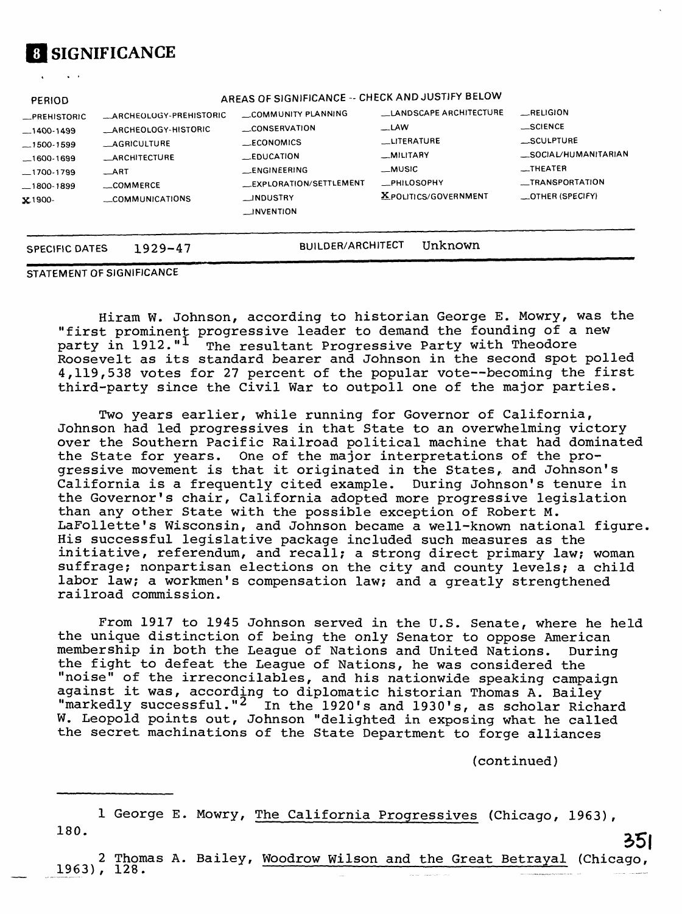# 8 SIGNIFICANCE

| PERIOD | AREAS OF SIGNIFICANCE -- CHECK AND JUSTIFY BELOW | | | |
|---|---|---|---|---|
| _PREHISTORIC | _ARCHEOLOGY-PREHISTORIC | _COMMUNITY PLANNING | _LANDSCAPE ARCHITECTURE | _RELIGION |
| _1400-1499 | _ARCHEOLOGY-HISTORIC | _CONSERVATION | _LAW | _SCIENCE |
| _1500-1599 | _AGRICULTURE | _ECONOMICS | _LITERATURE | _SCULPTURE |
| _1600-1699 | _ARCHITECTURE | _EDUCATION | _MILITARY | _SOCIAL/HUMANITARIAN |
| _1700-1799 | _ART | _ENGINEERING | _MUSIC | _THEATER |
| _1800-1899 | _COMMERCE | _EXPLORATION/SETTLEMENT | _PHILOSOPHY | _TRANSPORTATION |
| X 1900- | _COMMUNICATIONS | _INDUSTRY | X POLITICS/GOVERNMENT | _OTHER (SPECIFY) |
| | | _INVENTION | | |

SPECIFIC DATES 1929-47 BUILDER/ARCHITECT Unknown

STATEMENT OF SIGNIFICANCE

Hiram W. Johnson, according to historian George E. Mowry, was the "first prominent progressive leader to demand the founding of a new party in 1912."[1] The resultant Progressive Party with Theodore Roosevelt as its standard bearer and Johnson in the second spot polled 4,119,538 votes for 27 percent of the popular vote--becoming the first third-party since the Civil War to outpoll one of the major parties.

Two years earlier, while running for Governor of California, Johnson had led progressives in that State to an overwhelming victory over the Southern Pacific Railroad political machine that had dominated the State for years. One of the major interpretations of the progressive movement is that it originated in the States, and Johnson's California is a frequently cited example. During Johnson's tenure in the Governor's chair, California adopted more progressive legislation than any other State with the possible exception of Robert M. LaFollette's Wisconsin, and Johnson became a well-known national figure. His successful legislative package included such measures as the initiative, referendum, and recall; a strong direct primary law; woman suffrage; nonpartisan elections on the city and county levels; a child labor law; a workmen's compensation law; and a greatly strengthened railroad commission.

From 1917 to 1945 Johnson served in the U.S. Senate, where he held the unique distinction of being the only Senator to oppose American membership in both the League of Nations and United Nations. During the fight to defeat the League of Nations, he was considered the "noise" of the irreconcilables, and his nationwide speaking campaign against it was, according to diplomatic historian Thomas A. Bailey "markedly successful."[2] In the 1920's and 1930's, as scholar Richard W. Leopold points out, Johnson "delighted in exposing what he called the secret machinations of the State Department to forge alliances

(continued)

---

1 George E. Mowry, The California Progressives (Chicago, 1963), 180.

2 Thomas A. Bailey, Woodrow Wilson and the Great Betrayal (Chicago, 1963), 128.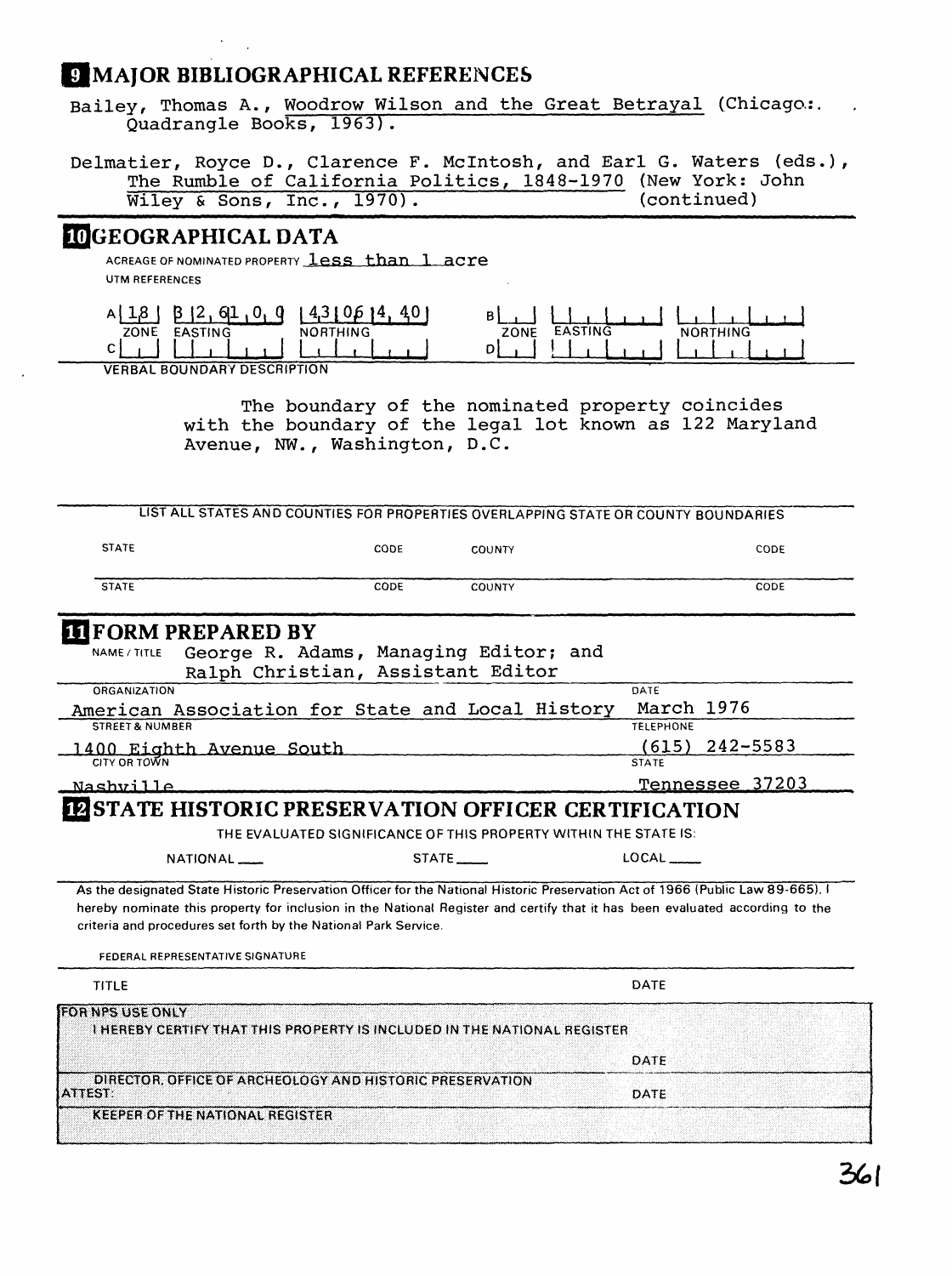## 9 MAJOR BIBLIOGRAPHICAL REFERENCES

Bailey, Thomas A., Woodrow Wilson and the Great Betrayal (Chicago:. Quadrangle Books, 1963).

Delmatier, Royce D., Clarence F. McIntosh, and Earl G. Waters (eds.), The Rumble of California Politics, 1848-1970 (New York: John Wiley & Sons, Inc., 1970). (continued)

## 10 GEOGRAPHICAL DATA

ACREAGE OF NOMINATED PROPERTY less than 1 acre

UTM REFERENCES

| | ZONE | EASTING | NORTHING | | ZONE | EASTING | NORTHING |
|---|---|---|---|---|---|---|---|
| A | 18 | 326100 | 4306440 | B | | | |
| C | | | | D | | | |

VERBAL BOUNDARY DESCRIPTION

The boundary of the nominated property coincides with the boundary of the legal lot known as 122 Maryland Avenue, NW., Washington, D.C.

LIST ALL STATES AND COUNTIES FOR PROPERTIES OVERLAPPING STATE OR COUNTY BOUNDARIES

| STATE | CODE | COUNTY | CODE |
|---|---|---|---|
| STATE | CODE | COUNTY | CODE |

## 11 FORM PREPARED BY

NAME / TITLE George R. Adams, Managing Editor; and Ralph Christian, Assistant Editor

ORGANIZATION American Association for State and Local History

DATE March 1976

STREET & NUMBER 1400 Eighth Avenue South

TELEPHONE (615) 242-5583

CITY OR TOWN Nashville

STATE Tennessee 37203

## 12 STATE HISTORIC PRESERVATION OFFICER CERTIFICATION

THE EVALUATED SIGNIFICANCE OF THIS PROPERTY WITHIN THE STATE IS:

NATIONAL \_\_\_ STATE \_\_\_ LOCAL \_\_\_

As the designated State Historic Preservation Officer for the National Historic Preservation Act of 1966 (Public Law 89-665), I hereby nominate this property for inclusion in the National Register and certify that it has been evaluated according to the criteria and procedures set forth by the National Park Service.

FEDERAL REPRESENTATIVE SIGNATURE

TITLE DATE

FOR NPS USE ONLY

I HEREBY CERTIFY THAT THIS PROPERTY IS INCLUDED IN THE NATIONAL REGISTER

DATE

DIRECTOR, OFFICE OF ARCHEOLOGY AND HISTORIC PRESERVATION

ATTEST: DATE

KEEPER OF THE NATIONAL REGISTER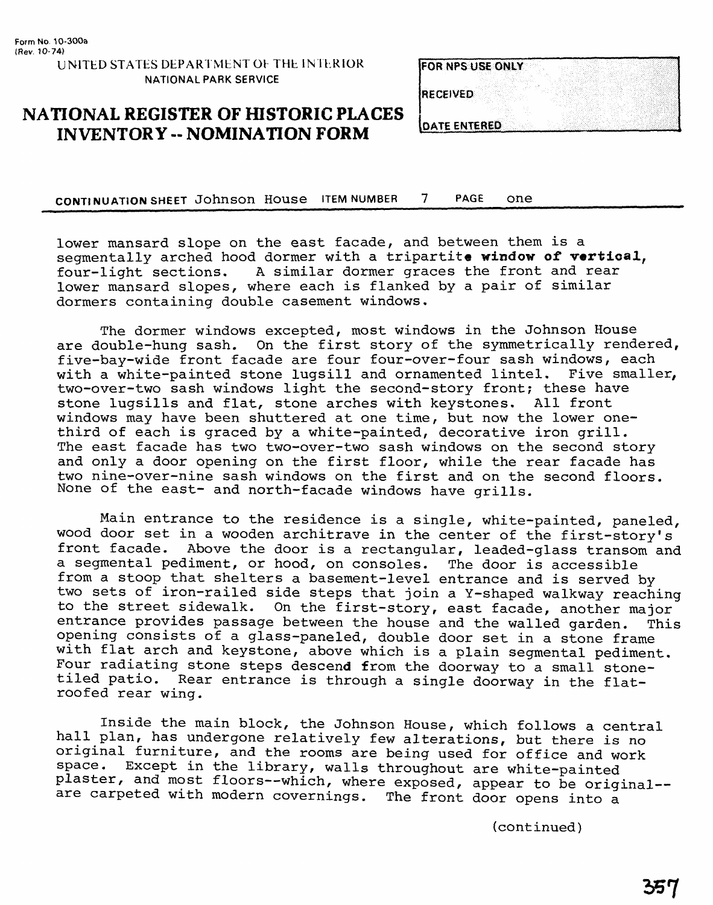Form No. 10-300a
(Rev. 10-74)

UNITED STATES DEPARTMENT OF THE INTERIOR
NATIONAL PARK SERVICE

# NATIONAL REGISTER OF HISTORIC PLACES INVENTORY -- NOMINATION FORM

FOR NPS USE ONLY

RECEIVED

DATE ENTERED

CONTINUATION SHEET Johnson House ITEM NUMBER 7 PAGE one

lower mansard slope on the east facade, and between them is a segmentally arched hood dormer with a tripartite window of vertical, four-light sections. A similar dormer graces the front and rear lower mansard slopes, where each is flanked by a pair of similar dormers containing double casement windows.

The dormer windows excepted, most windows in the Johnson House are double-hung sash. On the first story of the symmetrically rendered, five-bay-wide front facade are four four-over-four sash windows, each with a white-painted stone lugsill and ornamented lintel. Five smaller, two-over-two sash windows light the second-story front; these have stone lugsills and flat, stone arches with keystones. All front windows may have been shuttered at one time, but now the lower one-third of each is graced by a white-painted, decorative iron grill. The east facade has two two-over-two sash windows on the second story and only a door opening on the first floor, while the rear facade has two nine-over-nine sash windows on the first and on the second floors. None of the east- and north-facade windows have grills.

Main entrance to the residence is a single, white-painted, paneled, wood door set in a wooden architrave in the center of the first-story's front facade. Above the door is a rectangular, leaded-glass transom and a segmental pediment, or hood, on consoles. The door is accessible from a stoop that shelters a basement-level entrance and is served by two sets of iron-railed side steps that join a Y-shaped walkway reaching to the street sidewalk. On the first-story, east facade, another major entrance provides passage between the house and the walled garden. This opening consists of a glass-paneled, double door set in a stone frame with flat arch and keystone, above which is a plain segmental pediment. Four radiating stone steps descend from the doorway to a small stone-tiled patio. Rear entrance is through a single doorway in the flat-roofed rear wing.

Inside the main block, the Johnson House, which follows a central hall plan, has undergone relatively few alterations, but there is no original furniture, and the rooms are being used for office and work space. Except in the library, walls throughout are white-painted plaster, and most floors--which, where exposed, appear to be original--are carpeted with modern covernings. The front door opens into a

(continued)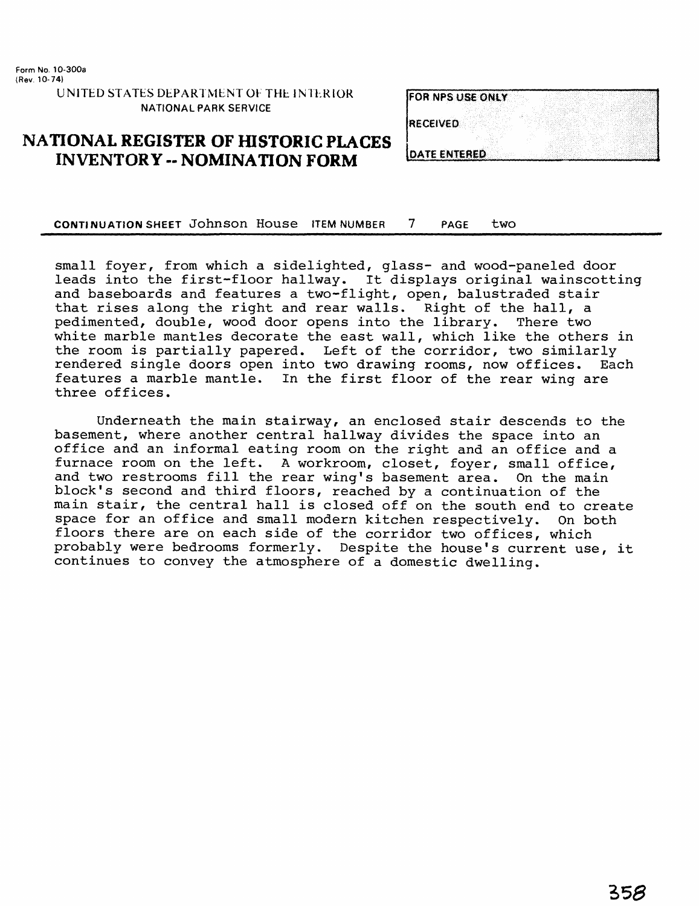Form No. 10-300a
(Rev. 10-74)

UNITED STATES DEPARTMENT OF THE INTERIOR
NATIONAL PARK SERVICE

# NATIONAL REGISTER OF HISTORIC PLACES INVENTORY -- NOMINATION FORM

| FOR NPS USE ONLY |
| --- |
| RECEIVED |
| DATE ENTERED |

**CONTINUATION SHEET** Johnson House **ITEM NUMBER** 7 **PAGE** two

small foyer, from which a sidelighted, glass- and wood-paneled door leads into the first-floor hallway. It displays original wainscotting and baseboards and features a two-flight, open, balustraded stair that rises along the right and rear walls. Right of the hall, a pedimented, double, wood door opens into the library. There two white marble mantles decorate the east wall, which like the others in the room is partially papered. Left of the corridor, two similarly rendered single doors open into two drawing rooms, now offices. Each features a marble mantle. In the first floor of the rear wing are three offices.

Underneath the main stairway, an enclosed stair descends to the basement, where another central hallway divides the space into an office and an informal eating room on the right and an office and a furnace room on the left. A workroom, closet, foyer, small office, and two restrooms fill the rear wing's basement area. On the main block's second and third floors, reached by a continuation of the main stair, the central hall is closed off on the south end to create space for an office and small modern kitchen respectively. On both floors there are on each side of the corridor two offices, which probably were bedrooms formerly. Despite the house's current use, it continues to convey the atmosphere of a domestic dwelling.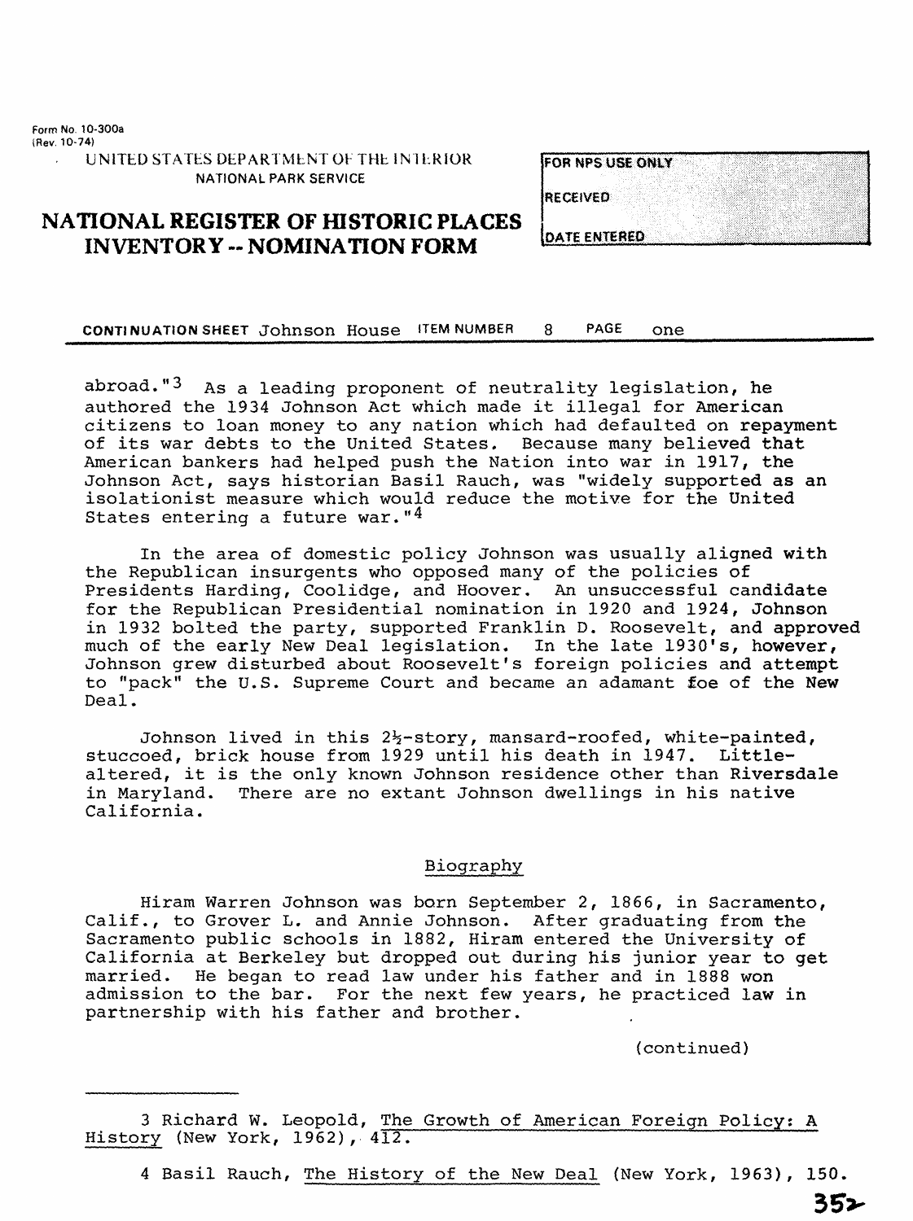Form No. 10-300a
(Rev. 10-74)

UNITED STATES DEPARTMENT OF THE INTERIOR
NATIONAL PARK SERVICE

# NATIONAL REGISTER OF HISTORIC PLACES INVENTORY -- NOMINATION FORM

| FOR NPS USE ONLY |
| --- |
| RECEIVED |
| DATE ENTERED |

**CONTINUATION SHEET** Johnson House **ITEM NUMBER** 8 **PAGE** one

abroad."[3] As a leading proponent of neutrality legislation, he authored the 1934 Johnson Act which made it illegal for American citizens to loan money to any nation which had defaulted on repayment of its war debts to the United States. Because many believed that American bankers had helped push the Nation into war in 1917, the Johnson Act, says historian Basil Rauch, was "widely supported as an isolationist measure which would reduce the motive for the United States entering a future war."[4]

In the area of domestic policy Johnson was usually aligned with the Republican insurgents who opposed many of the policies of Presidents Harding, Coolidge, and Hoover. An unsuccessful candidate for the Republican Presidential nomination in 1920 and 1924, Johnson in 1932 bolted the party, supported Franklin D. Roosevelt, and approved much of the early New Deal legislation. In the late 1930's, however, Johnson grew disturbed about Roosevelt's foreign policies and attempt to "pack" the U.S. Supreme Court and became an adamant foe of the New Deal.

Johnson lived in this 2½-story, mansard-roofed, white-painted, stuccoed, brick house from 1929 until his death in 1947. Little-altered, it is the only known Johnson residence other than Riversdale in Maryland. There are no extant Johnson dwellings in his native California.

## Biography

Hiram Warren Johnson was born September 2, 1866, in Sacramento, Calif., to Grover L. and Annie Johnson. After graduating from the Sacramento public schools in 1882, Hiram entered the University of California at Berkeley but dropped out during his junior year to get married. He began to read law under his father and in 1888 won admission to the bar. For the next few years, he practiced law in partnership with his father and brother.

(continued)

---

3 Richard W. Leopold, The Growth of American Foreign Policy: A History (New York, 1962), 412.

4 Basil Rauch, The History of the New Deal (New York, 1963), 150.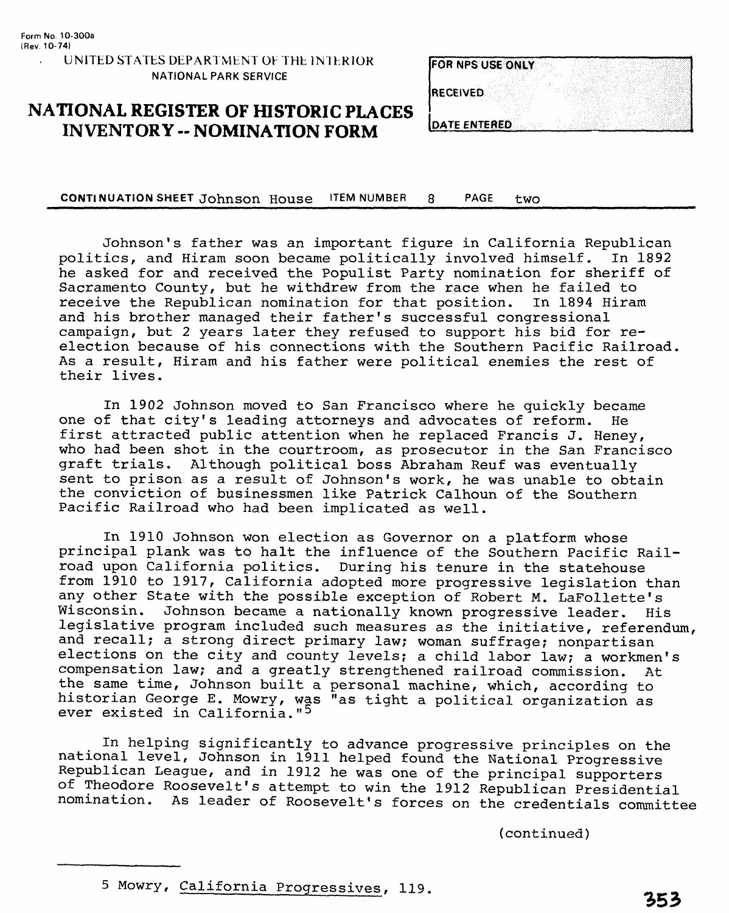Form No. 10-300a
(Rev. 10-74)

UNITED STATES DEPARTMENT OF THE INTERIOR
NATIONAL PARK SERVICE

# NATIONAL REGISTER OF HISTORIC PLACES INVENTORY -- NOMINATION FORM

| FOR NPS USE ONLY |
| --- |
| RECEIVED |
| DATE ENTERED |

**CONTINUATION SHEET** Johnson House **ITEM NUMBER** 8 **PAGE** two

Johnson's father was an important figure in California Republican politics, and Hiram soon became politically involved himself. In 1892 he asked for and received the Populist Party nomination for sheriff of Sacramento County, but he withdrew from the race when he failed to receive the Republican nomination for that position. In 1894 Hiram and his brother managed their father's successful congressional campaign, but 2 years later they refused to support his bid for re-election because of his connections with the Southern Pacific Railroad. As a result, Hiram and his father were political enemies the rest of their lives.

In 1902 Johnson moved to San Francisco where he quickly became one of that city's leading attorneys and advocates of reform. He first attracted public attention when he replaced Francis J. Heney, who had been shot in the courtroom, as prosecutor in the San Francisco graft trials. Although political boss Abraham Reuf was eventually sent to prison as a result of Johnson's work, he was unable to obtain the conviction of businessmen like Patrick Calhoun of the Southern Pacific Railroad who had been implicated as well.

In 1910 Johnson won election as Governor on a platform whose principal plank was to halt the influence of the Southern Pacific Railroad upon California politics. During his tenure in the statehouse from 1910 to 1917, California adopted more progressive legislation than any other State with the possible exception of Robert M. LaFollette's Wisconsin. Johnson became a nationally known progressive leader. His legislative program included such measures as the initiative, referendum, and recall; a strong direct primary law; woman suffrage; nonpartisan elections on the city and county levels; a child labor law; a workmen's compensation law; and a greatly strengthened railroad commission. At the same time, Johnson built a personal machine, which, according to historian George E. Mowry, was "as tight a political organization as ever existed in California."[5]

In helping significantly to advance progressive principles on the national level, Johnson in 1911 helped found the National Progressive Republican League, and in 1912 he was one of the principal supporters of Theodore Roosevelt's attempt to win the 1912 Republican Presidential nomination. As leader of Roosevelt's forces on the credentials committee

(continued)

---

5 Mowry, California Progressives, 119.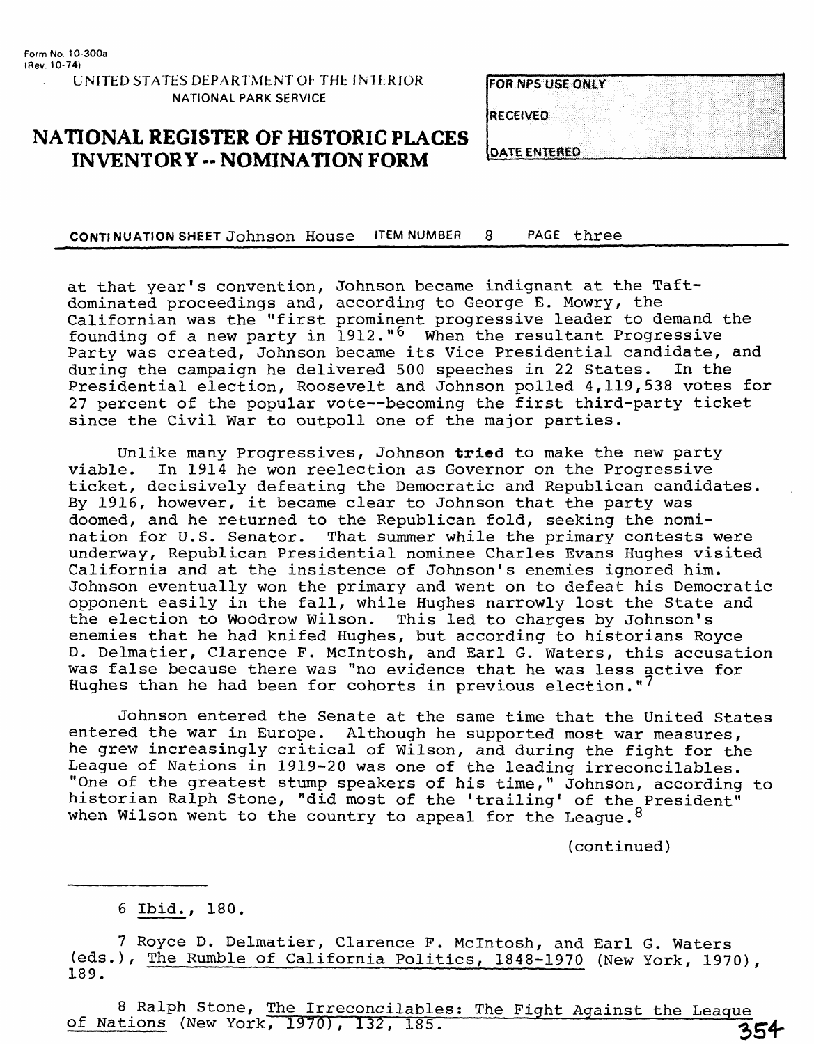Form No. 10-300a
(Rev. 10-74)

UNITED STATES DEPARTMENT OF THE INTERIOR
NATIONAL PARK SERVICE

# NATIONAL REGISTER OF HISTORIC PLACES INVENTORY -- NOMINATION FORM

FOR NPS USE ONLY
RECEIVED
DATE ENTERED

**CONTINUATION SHEET** Johnson House **ITEM NUMBER** 8 **PAGE** three

at that year's convention, Johnson became indignant at the Taft-dominated proceedings and, according to George E. Mowry, the Californian was the "first prominent progressive leader to demand the founding of a new party in 1912."[6] When the resultant Progressive Party was created, Johnson became its Vice Presidential candidate, and during the campaign he delivered 500 speeches in 22 States. In the Presidential election, Roosevelt and Johnson polled 4,119,538 votes for 27 percent of the popular vote--becoming the first third-party ticket since the Civil War to outpoll one of the major parties.

Unlike many Progressives, Johnson tried to make the new party viable. In 1914 he won reelection as Governor on the Progressive ticket, decisively defeating the Democratic and Republican candidates. By 1916, however, it became clear to Johnson that the party was doomed, and he returned to the Republican fold, seeking the nomination for U.S. Senator. That summer while the primary contests were underway, Republican Presidential nominee Charles Evans Hughes visited California and at the insistence of Johnson's enemies ignored him. Johnson eventually won the primary and went on to defeat his Democratic opponent easily in the fall, while Hughes narrowly lost the State and the election to Woodrow Wilson. This led to charges by Johnson's enemies that he had knifed Hughes, but according to historians Royce D. Delmatier, Clarence F. McIntosh, and Earl G. Waters, this accusation was false because there was "no evidence that he was less active for Hughes than he had been for cohorts in previous election."[7]

Johnson entered the Senate at the same time that the United States entered the war in Europe. Although he supported most war measures, he grew increasingly critical of Wilson, and during the fight for the League of Nations in 1919-20 was one of the leading irreconcilables. "One of the greatest stump speakers of his time," Johnson, according to historian Ralph Stone, "did most of the 'trailing' of the President" when Wilson went to the country to appeal for the League.[8]

(continued)

---

6 Ibid., 180.

7 Royce D. Delmatier, Clarence F. McIntosh, and Earl G. Waters (eds.), The Rumble of California Politics, 1848-1970 (New York, 1970), 189.

8 Ralph Stone, The Irreconcilables: The Fight Against the League of Nations (New York, 1970), 132, 185.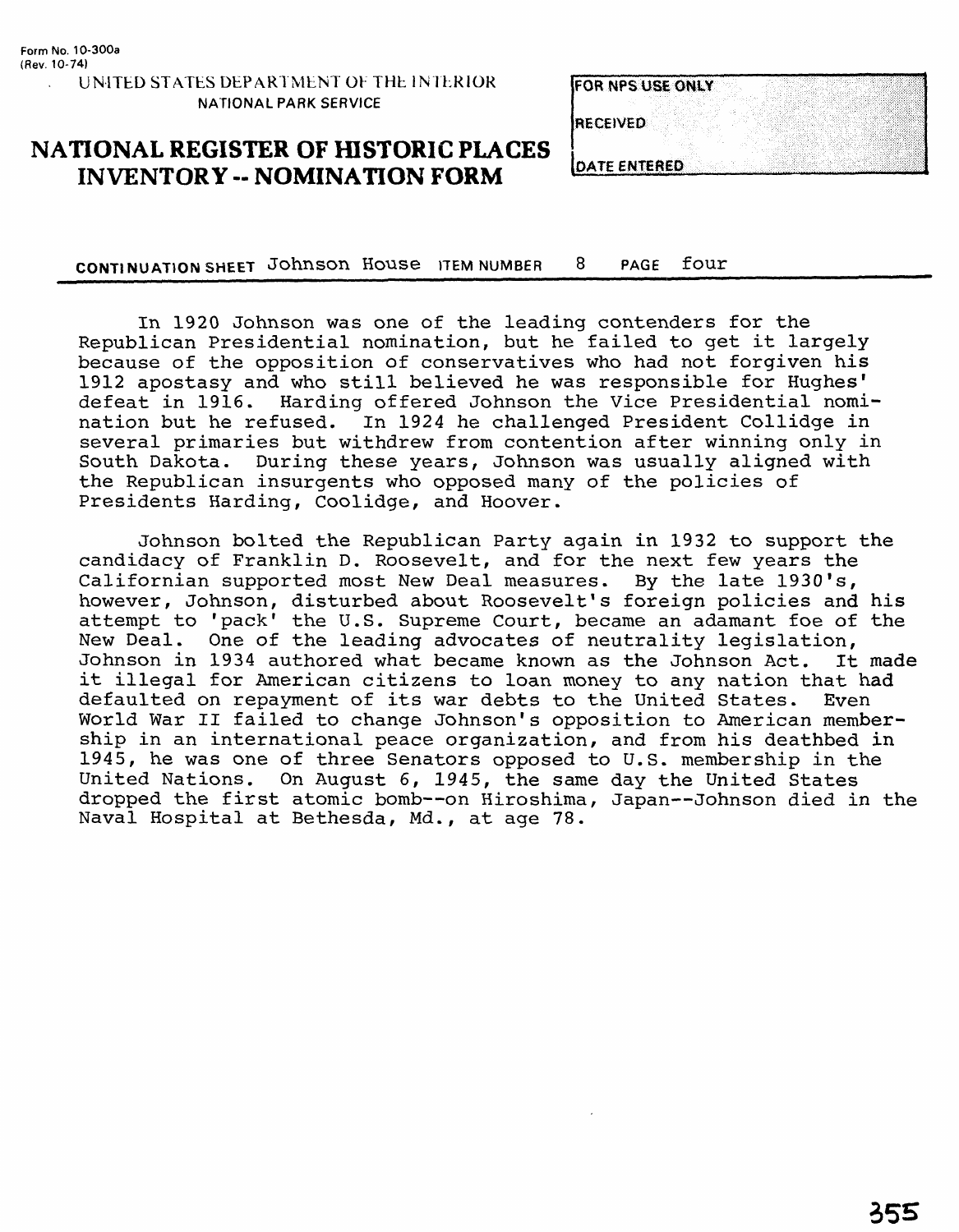Form No. 10-300a
(Rev. 10-74)

UNITED STATES DEPARTMENT OF THE INTERIOR
NATIONAL PARK SERVICE

# NATIONAL REGISTER OF HISTORIC PLACES INVENTORY -- NOMINATION FORM

| FOR NPS USE ONLY |
| --- |
| RECEIVED |
| DATE ENTERED |

**CONTINUATION SHEET** Johnson House **ITEM NUMBER** 8 **PAGE** four

In 1920 Johnson was one of the leading contenders for the Republican Presidential nomination, but he failed to get it largely because of the opposition of conservatives who had not forgiven his 1912 apostasy and who still believed he was responsible for Hughes' defeat in 1916. Harding offered Johnson the Vice Presidential nomination but he refused. In 1924 he challenged President Collidge in several primaries but withdrew from contention after winning only in South Dakota. During these years, Johnson was usually aligned with the Republican insurgents who opposed many of the policies of Presidents Harding, Coolidge, and Hoover.

Johnson bolted the Republican Party again in 1932 to support the candidacy of Franklin D. Roosevelt, and for the next few years the Californian supported most New Deal measures. By the late 1930's, however, Johnson, disturbed about Roosevelt's foreign policies and his attempt to 'pack' the U.S. Supreme Court, became an adamant foe of the New Deal. One of the leading advocates of neutrality legislation, Johnson in 1934 authored what became known as the Johnson Act. It made it illegal for American citizens to loan money to any nation that had defaulted on repayment of its war debts to the United States. Even World War II failed to change Johnson's opposition to American membership in an international peace organization, and from his deathbed in 1945, he was one of three Senators opposed to U.S. membership in the United Nations. On August 6, 1945, the same day the United States dropped the first atomic bomb--on Hiroshima, Japan--Johnson died in the Naval Hospital at Bethesda, Md., at age 78.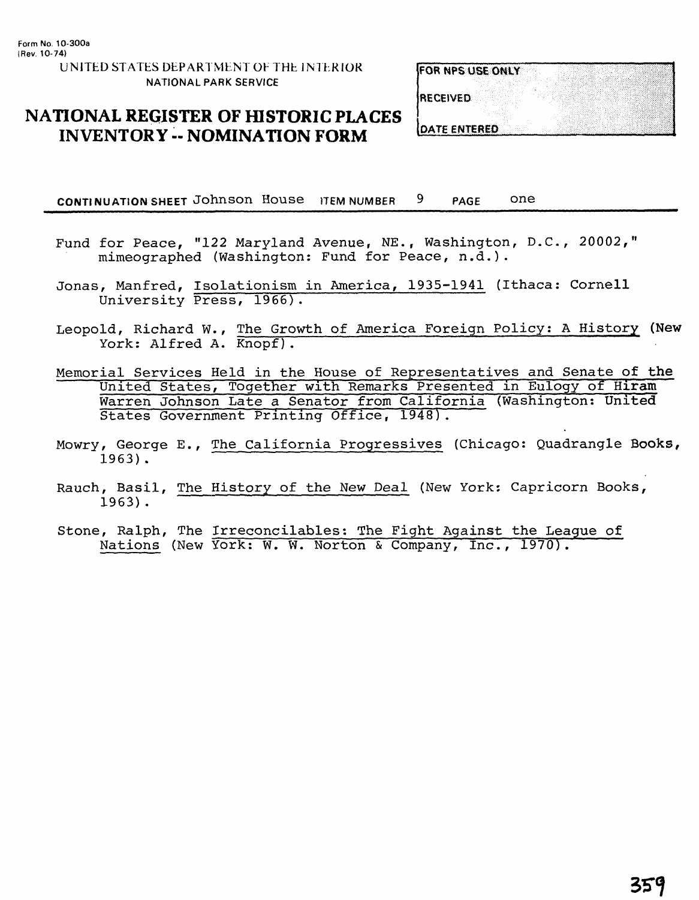Form No. 10-300a
(Rev. 10-74)

UNITED STATES DEPARTMENT OF THE INTERIOR
NATIONAL PARK SERVICE

# NATIONAL REGISTER OF HISTORIC PLACES INVENTORY -- NOMINATION FORM

FOR NPS USE ONLY

RECEIVED

DATE ENTERED

**CONTINUATION SHEET** Johnson House **ITEM NUMBER** 9 **PAGE** one

Fund for Peace, "122 Maryland Avenue, NE., Washington, D.C., 20002," mimeographed (Washington: Fund for Peace, n.d.).

Jonas, Manfred, Isolationism in America, 1935-1941 (Ithaca: Cornell University Press, 1966).

Leopold, Richard W., The Growth of America Foreign Policy: A History (New York: Alfred A. Knopf).

Memorial Services Held in the House of Representatives and Senate of the United States, Together with Remarks Presented in Eulogy of Hiram Warren Johnson Late a Senator from California (Washington: United States Government Printing Office, 1948).

Mowry, George E., The California Progressives (Chicago: Quadrangle Books, 1963).

Rauch, Basil, The History of the New Deal (New York: Capricorn Books, 1963).

Stone, Ralph, The Irreconcilables: The Fight Against the League of Nations (New York: W. W. Norton & Company, Inc., 1970).